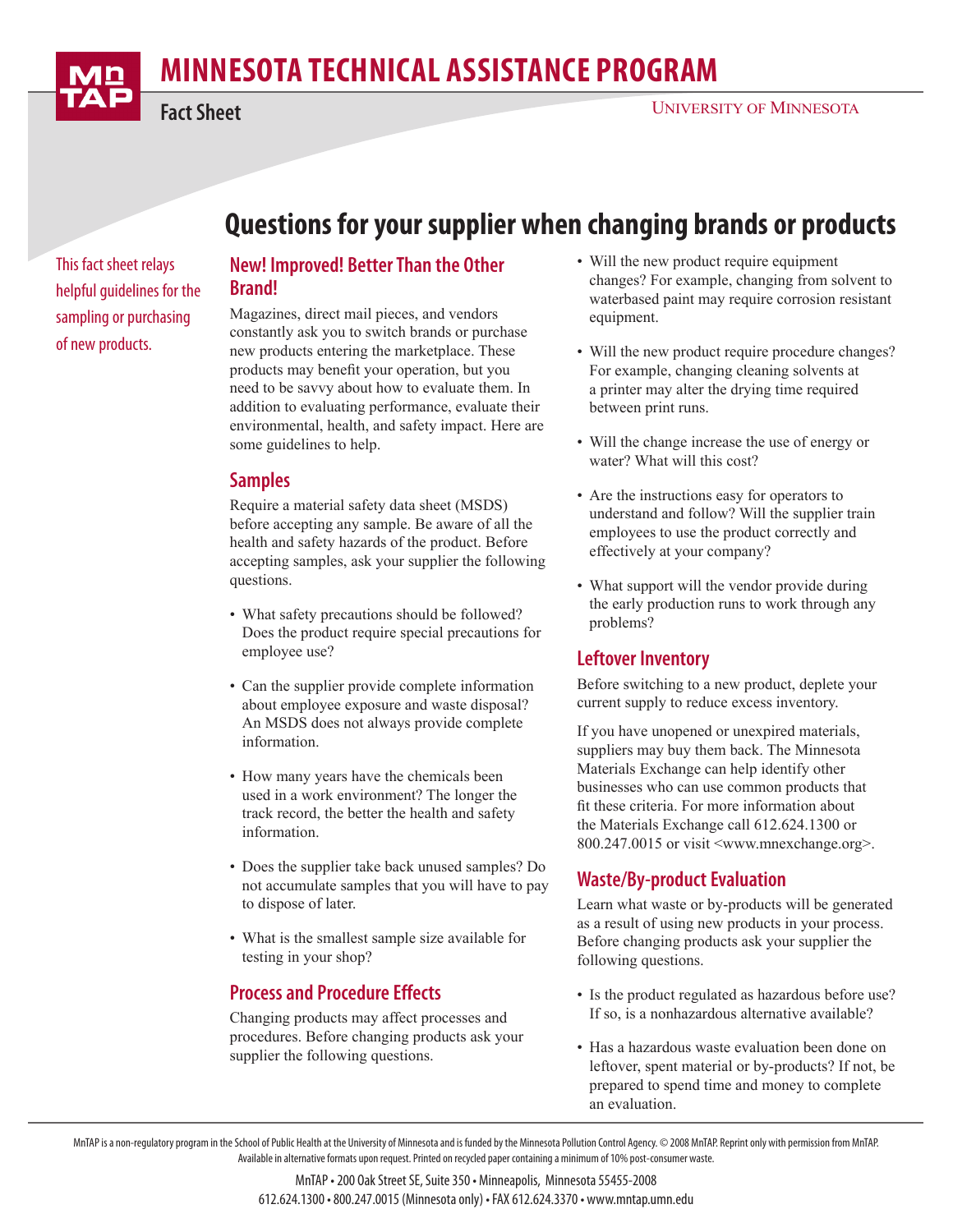# MINNESOTA TECHNICAL ASSISTANCE PROGRAM

Fact Sheet

UNIVERSITY OF MINNESOTA

## Questions for your supplier when changing brands or products

This fact sheet relays helpful guidelines for the sampling or purchasing of new products.

### New! Improved! Better Than the Other Brand!

Magazines, direct mail pieces, and vendors constantly ask you to switch brands or purchase new products entering the marketplace. These products may benefit your operation, but you need to be savvy about how to evaluate them. In addition to evaluating performance, evaluate their environmental, health, and safety impact. Here are some guidelines to help.

### Samples

Require a material safety data sheet (MSDS) before accepting any sample. Be aware of all the health and safety hazards of the product. Before accepting samples, ask your supplier the following questions.

- What safety precautions should be followed? Does the product require special precautions for employee use?
- Can the supplier provide complete information about employee exposure and waste disposal? An MSDS does not always provide complete information.
- How many years have the chemicals been used in a work environment? The longer the track record, the better the health and safety information.
- Does the supplier take back unused samples? Do not accumulate samples that you will have to pay to dispose of later.
- What is the smallest sample size available for testing in your shop?

### Process and Procedure Effects

Changing products may affect processes and procedures. Before changing products ask your supplier the following questions.

- Will the new product require equipment changes? For example, changing from solvent to waterbased paint may require corrosion resistant equipment.
- Will the new product require procedure changes? For example, changing cleaning solvents at a printer may alter the drying time required between print runs.
- Will the change increase the use of energy or water? What will this cost?
- Are the instructions easy for operators to understand and follow? Will the supplier train employees to use the product correctly and effectively at your company?
- What support will the vendor provide during the early production runs to work through any problems?

### Leftover Inventory

Before switching to a new product, deplete your current supply to reduce excess inventory.

If you have unopened or unexpired materials, suppliers may buy them back. The Minnesota Materials Exchange can help identify other businesses who can use common products that fit these criteria. For more information about the Materials Exchange call 612.624.1300 or 800.247.0015 or visit <www.mnexchange.org>.

### Waste/By-product Evaluation

Learn what waste or by-products will be generated as a result of using new products in your process. Before changing products ask your supplier the following questions.

- Is the product regulated as hazardous before use? If so, is a nonhazardous alternative available?
- Has a hazardous waste evaluation been done on leftover, spent material or by-products? If not, be prepared to spend time and money to complete an evaluation.

MnTAP is a non-regulatory program in the School of Public Health at the University of Minnesota and is funded by the Minnesota Pollution Control Agency. © 2008 MnTAP. Reprint only with permission from MnTAP. Available in alternative formats upon request. Printed on recycled paper containing a minimum of 10% post-consumer waste.

MnTAP • 200 Oak Street SE, Suite 350 • Minneapolis, Minnesota 55455-2008
612.624.1300 • 800.247.0015 (Minnesota only) • FAX 612.624.3370 • www.mntap.umn.edu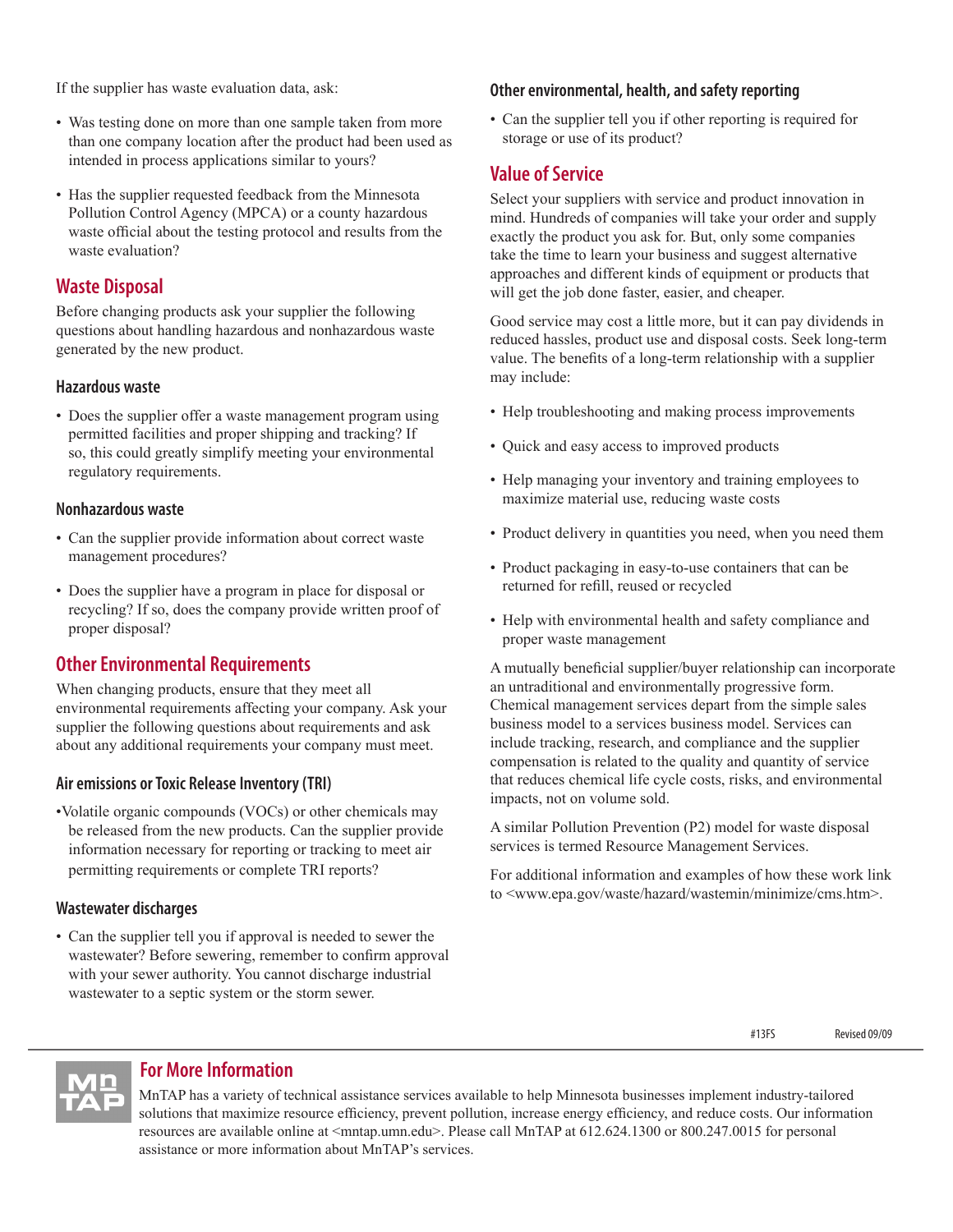If the supplier has waste evaluation data, ask:

- Was testing done on more than one sample taken from more than one company location after the product had been used as intended in process applications similar to yours?
- Has the supplier requested feedback from the Minnesota Pollution Control Agency (MPCA) or a county hazardous waste official about the testing protocol and results from the waste evaluation?

## Waste Disposal

Before changing products ask your supplier the following questions about handling hazardous and nonhazardous waste generated by the new product.

### Hazardous waste

- Does the supplier offer a waste management program using permitted facilities and proper shipping and tracking? If so, this could greatly simplify meeting your environmental regulatory requirements.

### Nonhazardous waste

- Can the supplier provide information about correct waste management procedures?
- Does the supplier have a program in place for disposal or recycling? If so, does the company provide written proof of proper disposal?

## Other Environmental Requirements

When changing products, ensure that they meet all environmental requirements affecting your company. Ask your supplier the following questions about requirements and ask about any additional requirements your company must meet.

### Air emissions or Toxic Release Inventory (TRI)

- Volatile organic compounds (VOCs) or other chemicals may be released from the new products. Can the supplier provide information necessary for reporting or tracking to meet air permitting requirements or complete TRI reports?

### Wastewater discharges

- Can the supplier tell you if approval is needed to sewer the wastewater? Before sewering, remember to confirm approval with your sewer authority. You cannot discharge industrial wastewater to a septic system or the storm sewer.

### Other environmental, health, and safety reporting

- Can the supplier tell you if other reporting is required for storage or use of its product?

## Value of Service

Select your suppliers with service and product innovation in mind. Hundreds of companies will take your order and supply exactly the product you ask for. But, only some companies take the time to learn your business and suggest alternative approaches and different kinds of equipment or products that will get the job done faster, easier, and cheaper.

Good service may cost a little more, but it can pay dividends in reduced hassles, product use and disposal costs. Seek long-term value. The benefits of a long-term relationship with a supplier may include:

- Help troubleshooting and making process improvements
- Quick and easy access to improved products
- Help managing your inventory and training employees to maximize material use, reducing waste costs
- Product delivery in quantities you need, when you need them
- Product packaging in easy-to-use containers that can be returned for refill, reused or recycled
- Help with environmental health and safety compliance and proper waste management

A mutually beneficial supplier/buyer relationship can incorporate an untraditional and environmentally progressive form. Chemical management services depart from the simple sales business model to a services business model. Services can include tracking, research, and compliance and the supplier compensation is related to the quality and quantity of service that reduces chemical life cycle costs, risks, and environmental impacts, not on volume sold.

A similar Pollution Prevention (P2) model for waste disposal services is termed Resource Management Services.

For additional information and examples of how these work link to <www.epa.gov/waste/hazard/wastemin/minimize/cms.htm>.

#13FS Revised 09/09

## For More Information

MnTAP has a variety of technical assistance services available to help Minnesota businesses implement industry-tailored solutions that maximize resource efficiency, prevent pollution, increase energy efficiency, and reduce costs. Our information resources are available online at <mntap.umn.edu>. Please call MnTAP at 612.624.1300 or 800.247.0015 for personal assistance or more information about MnTAP's services.